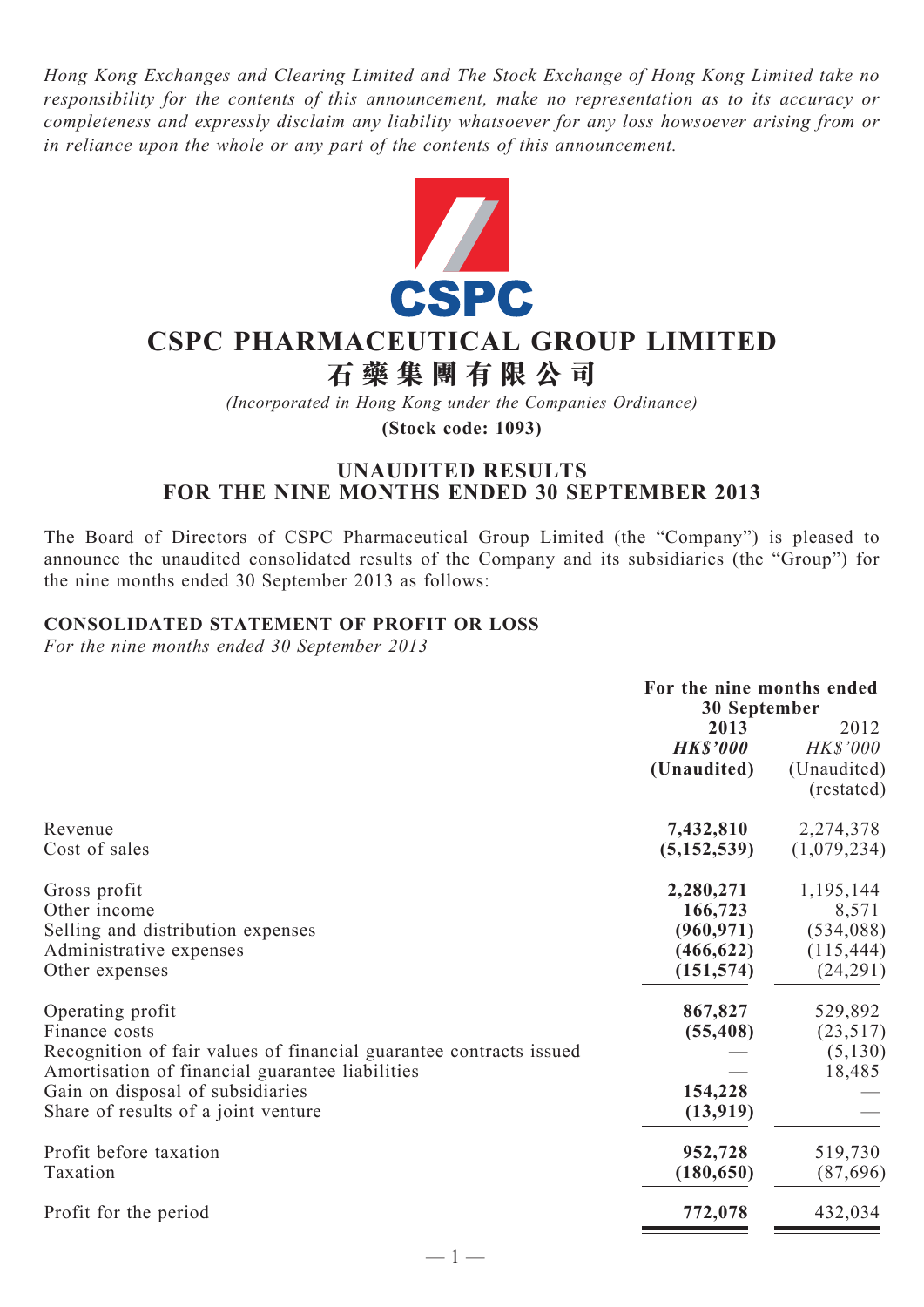*Hong Kong Exchanges and Clearing Limited and The Stock Exchange of Hong Kong Limited take no responsibility for the contents of this announcement, make no representation as to its accuracy or completeness and expressly disclaim any liability whatsoever for any loss howsoever arising from or in reliance upon the whole or any part of the contents of this announcement.*

# CSPC PHARMACEUTICAL GROUP LIMITED
# 石藥集團有限公司

*(Incorporated in Hong Kong under the Companies Ordinance)*

**(Stock code: 1093)**

## UNAUDITED RESULTS FOR THE NINE MONTHS ENDED 30 SEPTEMBER 2013

The Board of Directors of CSPC Pharmaceutical Group Limited (the "Company") is pleased to announce the unaudited consolidated results of the Company and its subsidiaries (the "Group") for the nine months ended 30 September 2013 as follows:

### CONSOLIDATED STATEMENT OF PROFIT OR LOSS

*For the nine months ended 30 September 2013*

| | For the nine months ended 30 September | |
|---|---|---|
| | **2013** | 2012 |
| | ***HK$'000*** | *HK$'000* |
| | **(Unaudited)** | (Unaudited) (restated) |
| Revenue | **7,432,810** | 2,274,378 |
| Cost of sales | **(5,152,539)** | (1,079,234) |
| Gross profit | **2,280,271** | 1,195,144 |
| Other income | **166,723** | 8,571 |
| Selling and distribution expenses | **(960,971)** | (534,088) |
| Administrative expenses | **(466,622)** | (115,444) |
| Other expenses | **(151,574)** | (24,291) |
| Operating profit | **867,827** | 529,892 |
| Finance costs | **(55,408)** | (23,517) |
| Recognition of fair values of financial guarantee contracts issued | **—** | (5,130) |
| Amortisation of financial guarantee liabilities | **—** | 18,485 |
| Gain on disposal of subsidiaries | **154,228** | — |
| Share of results of a joint venture | **(13,919)** | — |
| Profit before taxation | **952,728** | 519,730 |
| Taxation | **(180,650)** | (87,696) |
| Profit for the period | **772,078** | 432,034 |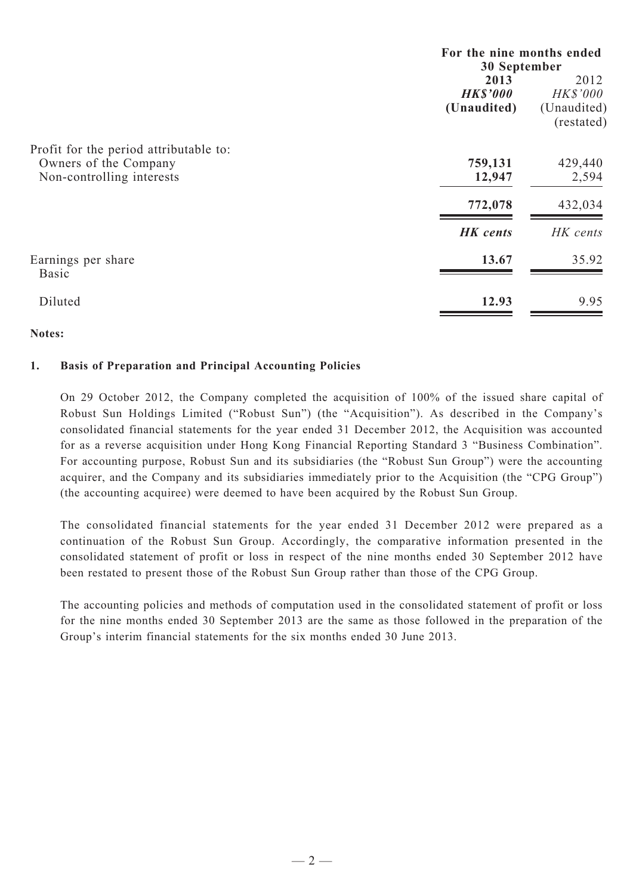| | For the nine months ended 30 September | |
|---|---|---|
| | **2013** | 2012 |
| | ***HK$'000*** | *HK$'000* |
| | **(Unaudited)** | (Unaudited) |
| | | (restated) |
| Profit for the period attributable to: | | |
| Owners of the Company | **759,131** | 429,440 |
| Non-controlling interests | **12,947** | 2,594 |
| | **772,078** | 432,034 |
| | ***HK cents*** | *HK cents* |
| Earnings per share | | |
| Basic | **13.67** | 35.92 |
| Diluted | **12.93** | 9.95 |

**Notes:**

**1. Basis of Preparation and Principal Accounting Policies**

On 29 October 2012, the Company completed the acquisition of 100% of the issued share capital of Robust Sun Holdings Limited ("Robust Sun") (the "Acquisition"). As described in the Company's consolidated financial statements for the year ended 31 December 2012, the Acquisition was accounted for as a reverse acquisition under Hong Kong Financial Reporting Standard 3 "Business Combination". For accounting purpose, Robust Sun and its subsidiaries (the "Robust Sun Group") were the accounting acquirer, and the Company and its subsidiaries immediately prior to the Acquisition (the "CPG Group") (the accounting acquiree) were deemed to have been acquired by the Robust Sun Group.

The consolidated financial statements for the year ended 31 December 2012 were prepared as a continuation of the Robust Sun Group. Accordingly, the comparative information presented in the consolidated statement of profit or loss in respect of the nine months ended 30 September 2012 have been restated to present those of the Robust Sun Group rather than those of the CPG Group.

The accounting policies and methods of computation used in the consolidated statement of profit or loss for the nine months ended 30 September 2013 are the same as those followed in the preparation of the Group's interim financial statements for the six months ended 30 June 2013.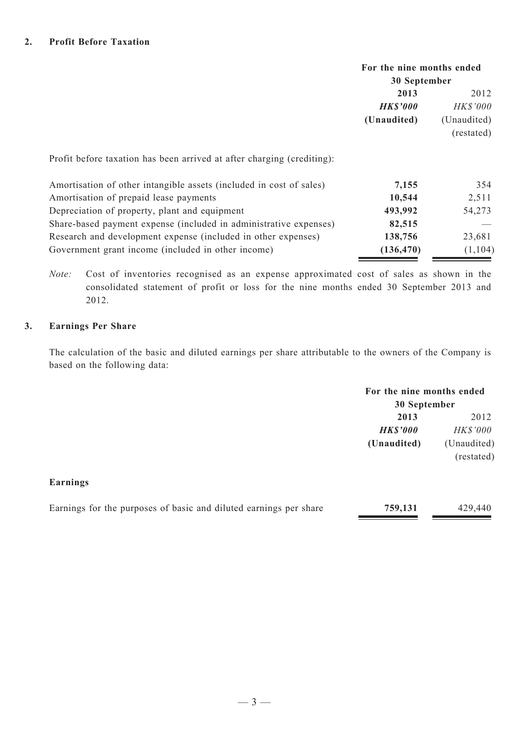## 2. Profit Before Taxation

| | For the nine months ended 30 September | |
|---|---|---|
| | **2013** | 2012 |
| | ***HK$'000*** | *HK$'000* |
| | **(Unaudited)** | (Unaudited) |
| | | (restated) |
| Profit before taxation has been arrived at after charging (crediting): | | |
| Amortisation of other intangible assets (included in cost of sales) | **7,155** | 354 |
| Amortisation of prepaid lease payments | **10,544** | 2,511 |
| Depreciation of property, plant and equipment | **493,992** | 54,273 |
| Share-based payment expense (included in administrative expenses) | **82,515** | — |
| Research and development expense (included in other expenses) | **138,756** | 23,681 |
| Government grant income (included in other income) | **(136,470)** | (1,104) |

*Note:* Cost of inventories recognised as an expense approximated cost of sales as shown in the consolidated statement of profit or loss for the nine months ended 30 September 2013 and 2012.

## 3. Earnings Per Share

The calculation of the basic and diluted earnings per share attributable to the owners of the Company is based on the following data:

| | For the nine months ended 30 September | |
|---|---|---|
| | **2013** | 2012 |
| | ***HK$'000*** | *HK$'000* |
| | **(Unaudited)** | (Unaudited) |
| | | (restated) |
| **Earnings** | | |
| Earnings for the purposes of basic and diluted earnings per share | **759,131** | 429,440 |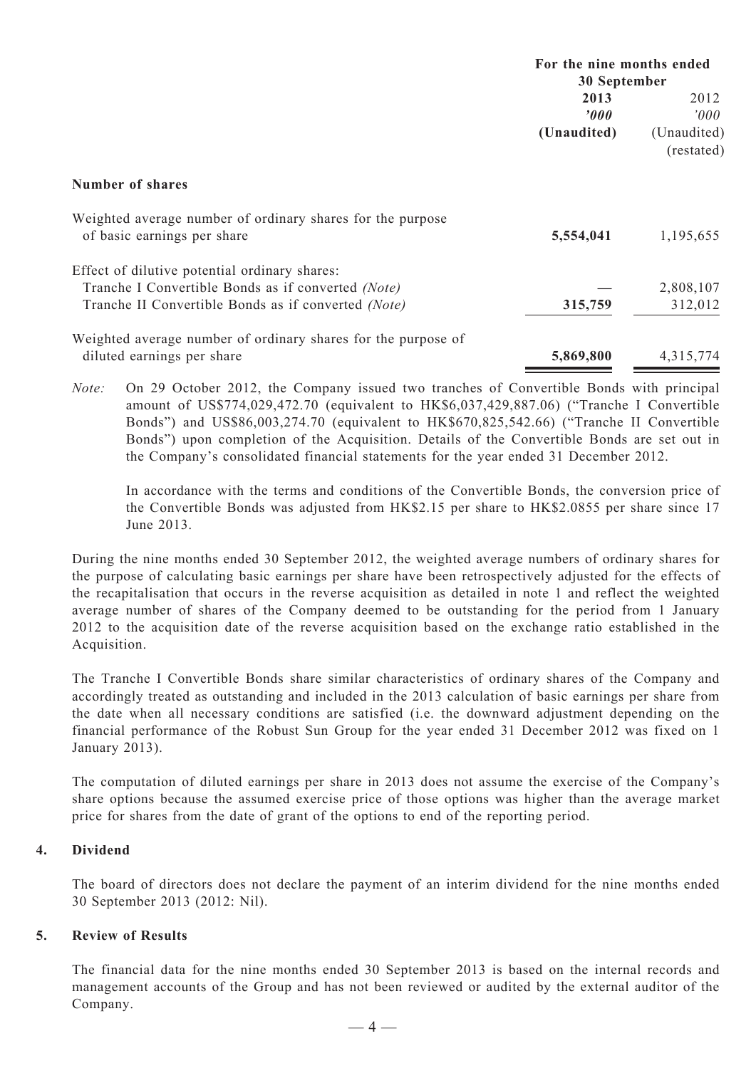| | For the nine months ended 30 September | |
|---|---|---|
| | **2013** | 2012 |
| | ***'000*** | *'000* |
| | **(Unaudited)** | (Unaudited) (restated) |
| **Number of shares** | | |
| Weighted average number of ordinary shares for the purpose of basic earnings per share | **5,554,041** | 1,195,655 |
| Effect of dilutive potential ordinary shares: | | |
| Tranche I Convertible Bonds as if converted *(Note)* | — | 2,808,107 |
| Tranche II Convertible Bonds as if converted *(Note)* | **315,759** | 312,012 |
| Weighted average number of ordinary shares for the purpose of diluted earnings per share | **5,869,800** | 4,315,774 |

*Note:* On 29 October 2012, the Company issued two tranches of Convertible Bonds with principal amount of US$774,029,472.70 (equivalent to HK$6,037,429,887.06) ("Tranche I Convertible Bonds") and US$86,003,274.70 (equivalent to HK$670,825,542.66) ("Tranche II Convertible Bonds") upon completion of the Acquisition. Details of the Convertible Bonds are set out in the Company's consolidated financial statements for the year ended 31 December 2012.

In accordance with the terms and conditions of the Convertible Bonds, the conversion price of the Convertible Bonds was adjusted from HK$2.15 per share to HK$2.0855 per share since 17 June 2013.

During the nine months ended 30 September 2012, the weighted average numbers of ordinary shares for the purpose of calculating basic earnings per share have been retrospectively adjusted for the effects of the recapitalisation that occurs in the reverse acquisition as detailed in note 1 and reflect the weighted average number of shares of the Company deemed to be outstanding for the period from 1 January 2012 to the acquisition date of the reverse acquisition based on the exchange ratio established in the Acquisition.

The Tranche I Convertible Bonds share similar characteristics of ordinary shares of the Company and accordingly treated as outstanding and included in the 2013 calculation of basic earnings per share from the date when all necessary conditions are satisfied (i.e. the downward adjustment depending on the financial performance of the Robust Sun Group for the year ended 31 December 2012 was fixed on 1 January 2013).

The computation of diluted earnings per share in 2013 does not assume the exercise of the Company's share options because the assumed exercise price of those options was higher than the average market price for shares from the date of grant of the options to end of the reporting period.

## 4. Dividend

The board of directors does not declare the payment of an interim dividend for the nine months ended 30 September 2013 (2012: Nil).

## 5. Review of Results

The financial data for the nine months ended 30 September 2013 is based on the internal records and management accounts of the Group and has not been reviewed or audited by the external auditor of the Company.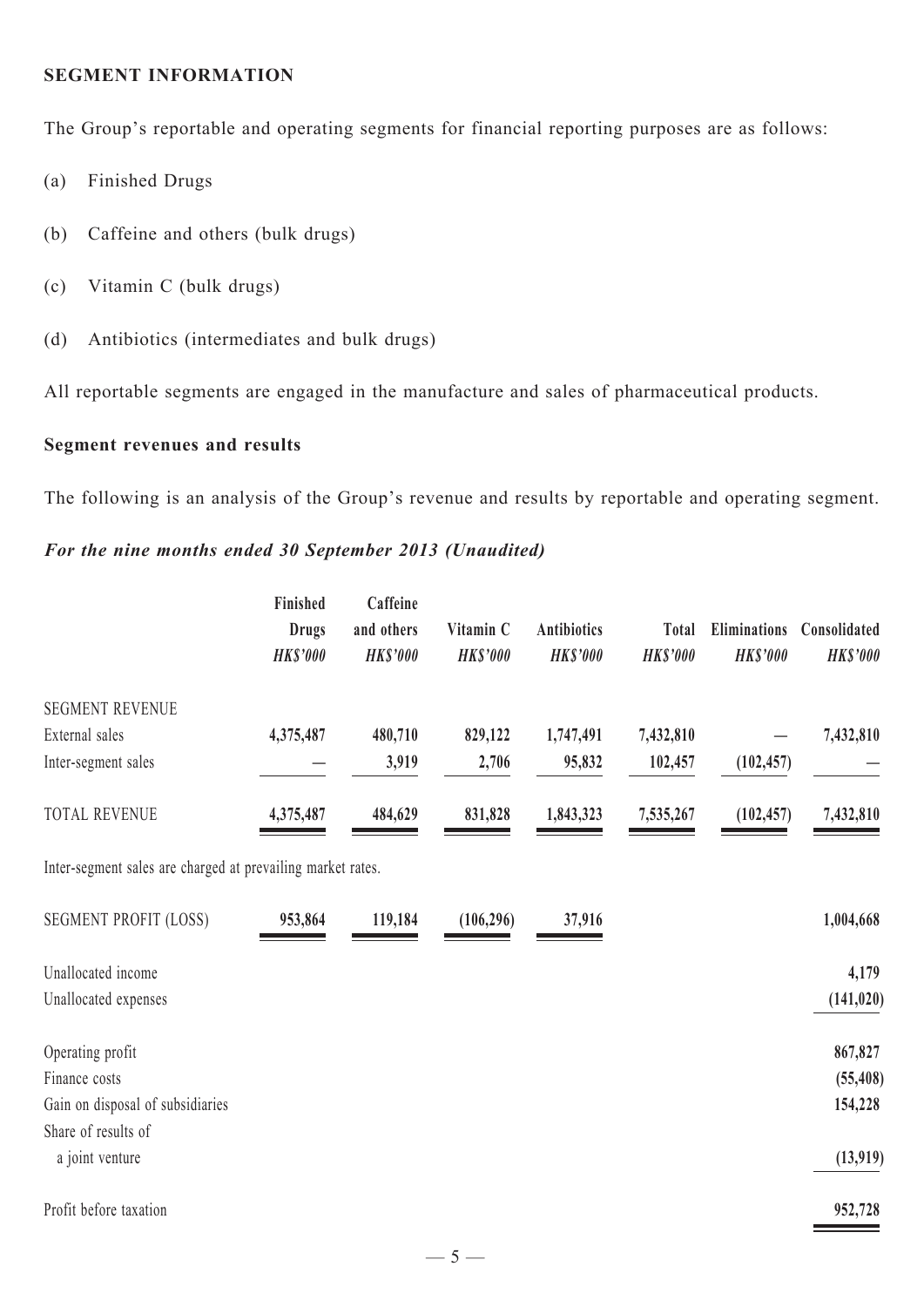## SEGMENT INFORMATION

The Group's reportable and operating segments for financial reporting purposes are as follows:

(a) Finished Drugs

(b) Caffeine and others (bulk drugs)

(c) Vitamin C (bulk drugs)

(d) Antibiotics (intermediates and bulk drugs)

All reportable segments are engaged in the manufacture and sales of pharmaceutical products.

### Segment revenues and results

The following is an analysis of the Group's revenue and results by reportable and operating segment.

***For the nine months ended 30 September 2013 (Unaudited)***

| | Finished Drugs *HK$'000* | Caffeine and others *HK$'000* | Vitamin C *HK$'000* | Antibiotics *HK$'000* | Total *HK$'000* | Eliminations *HK$'000* | Consolidated *HK$'000* |
|---|---|---|---|---|---|---|---|
| SEGMENT REVENUE | | | | | | | |
| External sales | **4,375,487** | **480,710** | **829,122** | **1,747,491** | **7,432,810** | **—** | **7,432,810** |
| Inter-segment sales | **—** | **3,919** | **2,706** | **95,832** | **102,457** | **(102,457)** | **—** |
| TOTAL REVENUE | **4,375,487** | **484,629** | **831,828** | **1,843,323** | **7,535,267** | **(102,457)** | **7,432,810** |

Inter-segment sales are charged at prevailing market rates.

| | Finished Drugs *HK$'000* | Caffeine and others *HK$'000* | Vitamin C *HK$'000* | Antibiotics *HK$'000* | Total *HK$'000* | Eliminations *HK$'000* | Consolidated *HK$'000* |
|---|---|---|---|---|---|---|---|
| SEGMENT PROFIT (LOSS) | **953,864** | **119,184** | **(106,296)** | **37,916** | | | **1,004,668** |
| Unallocated income | | | | | | | **4,179** |
| Unallocated expenses | | | | | | | **(141,020)** |
| Operating profit | | | | | | | **867,827** |
| Finance costs | | | | | | | **(55,408)** |
| Gain on disposal of subsidiaries | | | | | | | **154,228** |
| Share of results of a joint venture | | | | | | | **(13,919)** |
| Profit before taxation | | | | | | | **952,728** |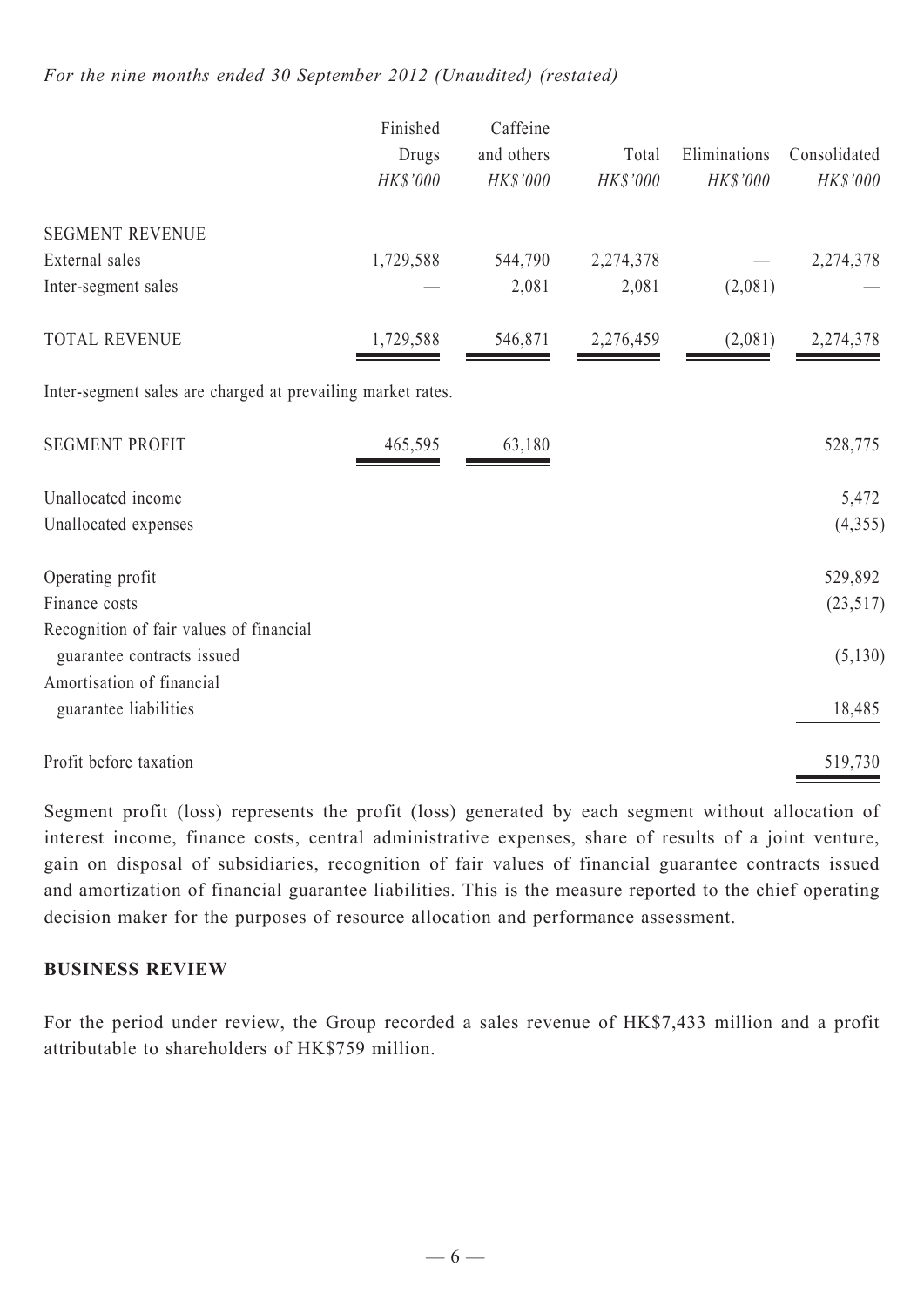*For the nine months ended 30 September 2012 (Unaudited) (restated)*

| | Finished Drugs | Caffeine and others | Total | Eliminations | Consolidated |
|---|---|---|---|---|---|
| | *HK$'000* | *HK$'000* | *HK$'000* | *HK$'000* | *HK$'000* |
| SEGMENT REVENUE | | | | | |
| External sales | 1,729,588 | 544,790 | 2,274,378 | — | 2,274,378 |
| Inter-segment sales | — | 2,081 | 2,081 | (2,081) | — |
| TOTAL REVENUE | 1,729,588 | 546,871 | 2,276,459 | (2,081) | 2,274,378 |

Inter-segment sales are charged at prevailing market rates.

| | Finished Drugs | Caffeine and others | Total | Eliminations | Consolidated |
|---|---|---|---|---|---|
| SEGMENT PROFIT | 465,595 | 63,180 | | | 528,775 |
| Unallocated income | | | | | 5,472 |
| Unallocated expenses | | | | | (4,355) |
| Operating profit | | | | | 529,892 |
| Finance costs | | | | | (23,517) |
| Recognition of fair values of financial guarantee contracts issued | | | | | (5,130) |
| Amortisation of financial guarantee liabilities | | | | | 18,485 |
| Profit before taxation | | | | | 519,730 |

Segment profit (loss) represents the profit (loss) generated by each segment without allocation of interest income, finance costs, central administrative expenses, share of results of a joint venture, gain on disposal of subsidiaries, recognition of fair values of financial guarantee contracts issued and amortization of financial guarantee liabilities. This is the measure reported to the chief operating decision maker for the purposes of resource allocation and performance assessment.

**BUSINESS REVIEW**

For the period under review, the Group recorded a sales revenue of HK$7,433 million and a profit attributable to shareholders of HK$759 million.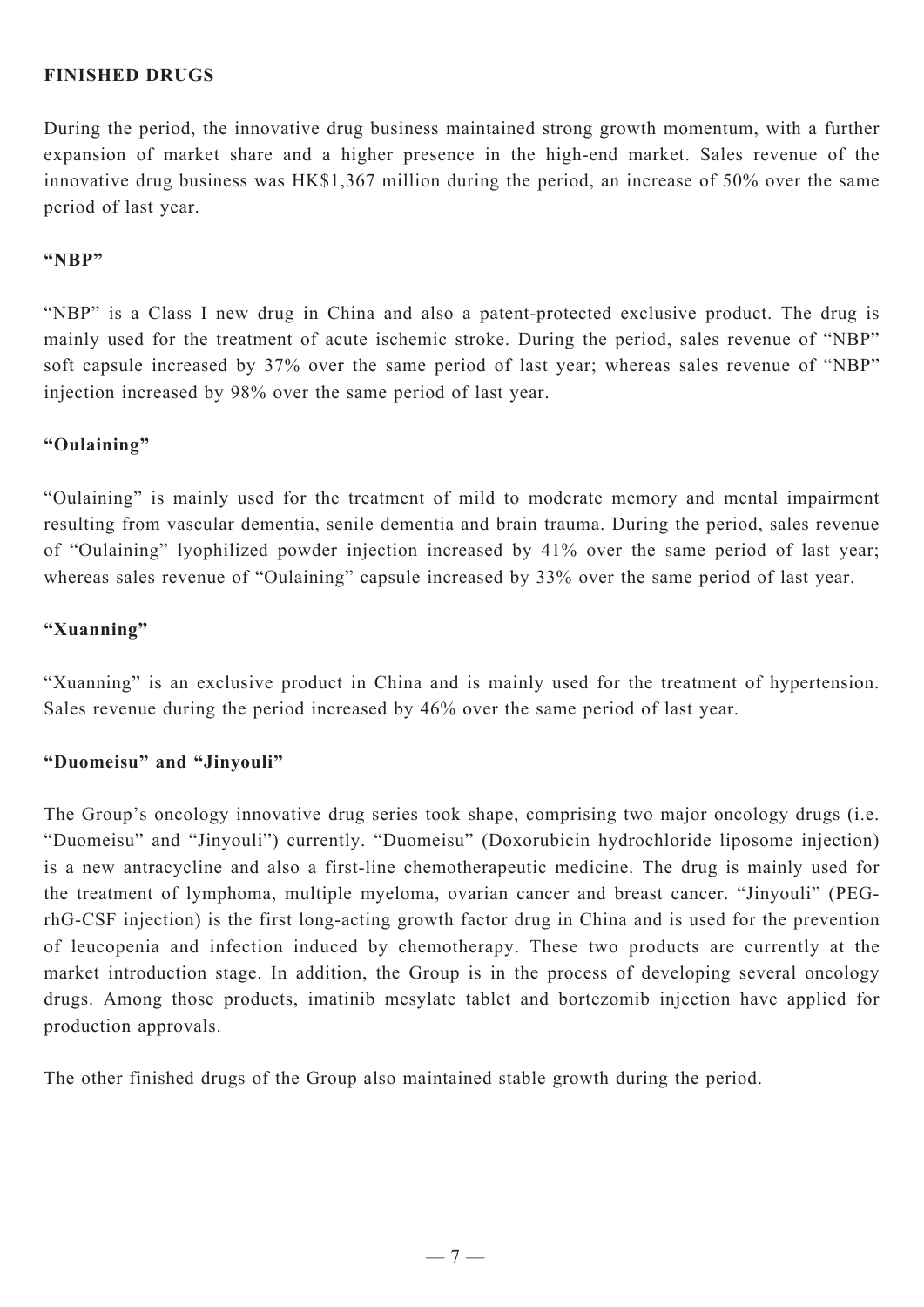## FINISHED DRUGS

During the period, the innovative drug business maintained strong growth momentum, with a further expansion of market share and a higher presence in the high-end market. Sales revenue of the innovative drug business was HK$1,367 million during the period, an increase of 50% over the same period of last year.

### "NBP"

"NBP" is a Class I new drug in China and also a patent-protected exclusive product. The drug is mainly used for the treatment of acute ischemic stroke. During the period, sales revenue of "NBP" soft capsule increased by 37% over the same period of last year; whereas sales revenue of "NBP" injection increased by 98% over the same period of last year.

### "Oulaining"

"Oulaining" is mainly used for the treatment of mild to moderate memory and mental impairment resulting from vascular dementia, senile dementia and brain trauma. During the period, sales revenue of "Oulaining" lyophilized powder injection increased by 41% over the same period of last year; whereas sales revenue of "Oulaining" capsule increased by 33% over the same period of last year.

### "Xuanning"

"Xuanning" is an exclusive product in China and is mainly used for the treatment of hypertension. Sales revenue during the period increased by 46% over the same period of last year.

### "Duomeisu" and "Jinyouli"

The Group's oncology innovative drug series took shape, comprising two major oncology drugs (i.e. "Duomeisu" and "Jinyouli") currently. "Duomeisu" (Doxorubicin hydrochloride liposome injection) is a new antracycline and also a first-line chemotherapeutic medicine. The drug is mainly used for the treatment of lymphoma, multiple myeloma, ovarian cancer and breast cancer. "Jinyouli" (PEG-rhG-CSF injection) is the first long-acting growth factor drug in China and is used for the prevention of leucopenia and infection induced by chemotherapy. These two products are currently at the market introduction stage. In addition, the Group is in the process of developing several oncology drugs. Among those products, imatinib mesylate tablet and bortezomib injection have applied for production approvals.

The other finished drugs of the Group also maintained stable growth during the period.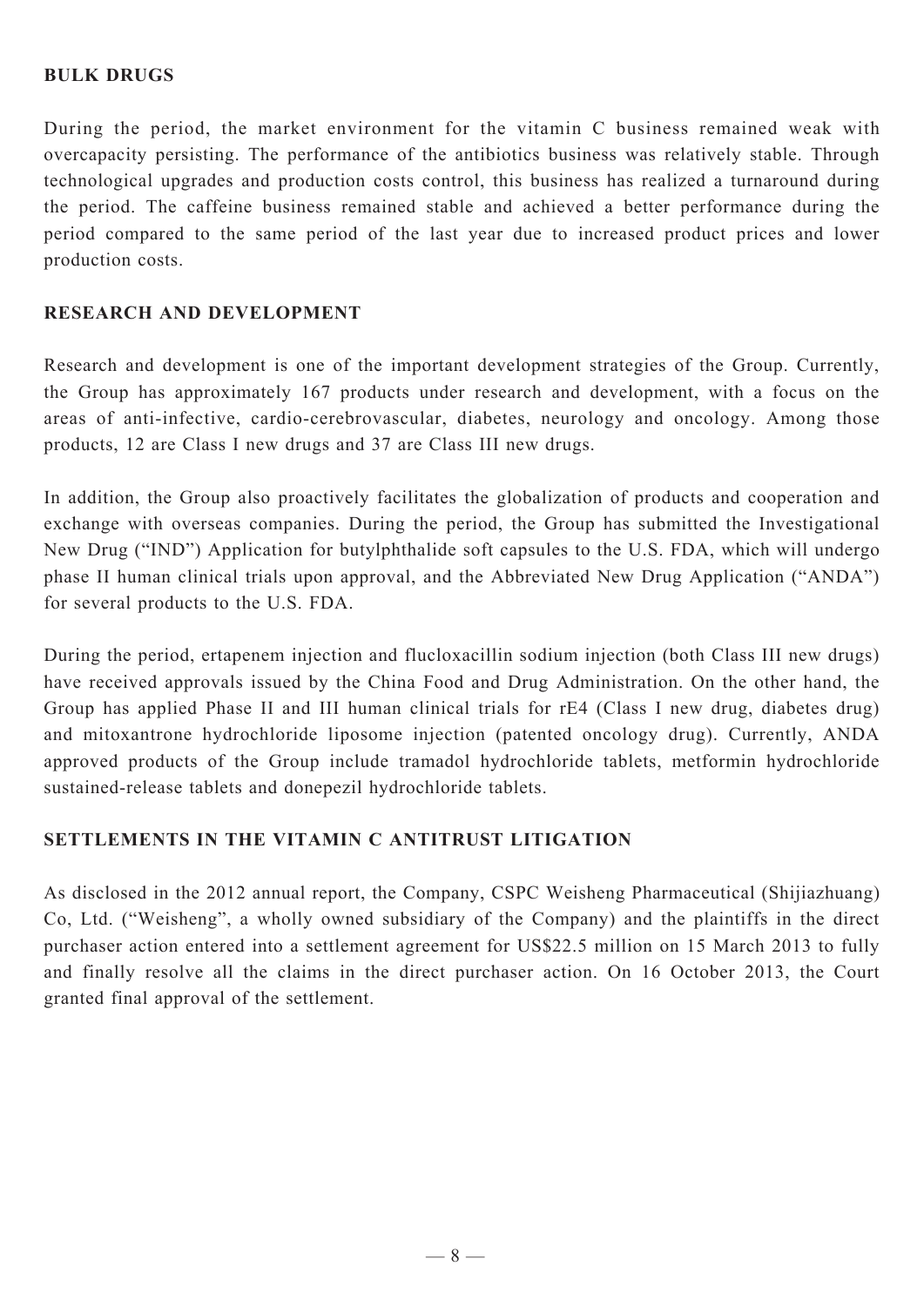## BULK DRUGS

During the period, the market environment for the vitamin C business remained weak with overcapacity persisting. The performance of the antibiotics business was relatively stable. Through technological upgrades and production costs control, this business has realized a turnaround during the period. The caffeine business remained stable and achieved a better performance during the period compared to the same period of the last year due to increased product prices and lower production costs.

## RESEARCH AND DEVELOPMENT

Research and development is one of the important development strategies of the Group. Currently, the Group has approximately 167 products under research and development, with a focus on the areas of anti-infective, cardio-cerebrovascular, diabetes, neurology and oncology. Among those products, 12 are Class I new drugs and 37 are Class III new drugs.

In addition, the Group also proactively facilitates the globalization of products and cooperation and exchange with overseas companies. During the period, the Group has submitted the Investigational New Drug ("IND") Application for butylphthalide soft capsules to the U.S. FDA, which will undergo phase II human clinical trials upon approval, and the Abbreviated New Drug Application ("ANDA") for several products to the U.S. FDA.

During the period, ertapenem injection and flucloxacillin sodium injection (both Class III new drugs) have received approvals issued by the China Food and Drug Administration. On the other hand, the Group has applied Phase II and III human clinical trials for rE4 (Class I new drug, diabetes drug) and mitoxantrone hydrochloride liposome injection (patented oncology drug). Currently, ANDA approved products of the Group include tramadol hydrochloride tablets, metformin hydrochloride sustained-release tablets and donepezil hydrochloride tablets.

## SETTLEMENTS IN THE VITAMIN C ANTITRUST LITIGATION

As disclosed in the 2012 annual report, the Company, CSPC Weisheng Pharmaceutical (Shijiazhuang) Co, Ltd. ("Weisheng", a wholly owned subsidiary of the Company) and the plaintiffs in the direct purchaser action entered into a settlement agreement for US$22.5 million on 15 March 2013 to fully and finally resolve all the claims in the direct purchaser action. On 16 October 2013, the Court granted final approval of the settlement.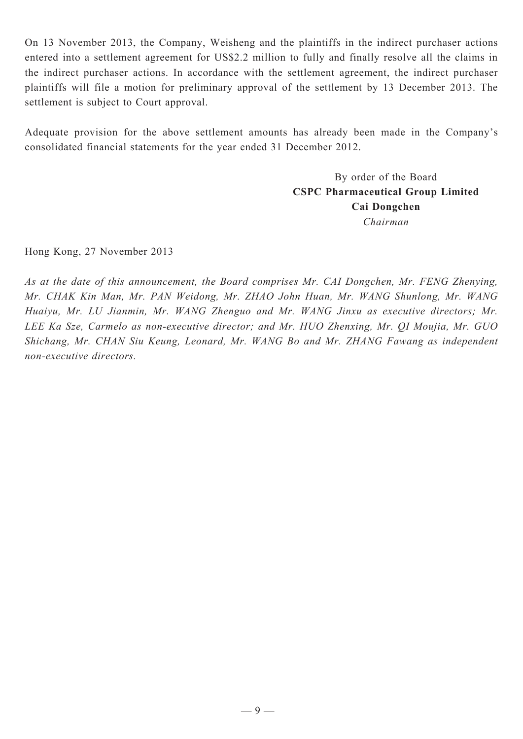On 13 November 2013, the Company, Weisheng and the plaintiffs in the indirect purchaser actions entered into a settlement agreement for US$2.2 million to fully and finally resolve all the claims in the indirect purchaser actions. In accordance with the settlement agreement, the indirect purchaser plaintiffs will file a motion for preliminary approval of the settlement by 13 December 2013. The settlement is subject to Court approval.

Adequate provision for the above settlement amounts has already been made in the Company's consolidated financial statements for the year ended 31 December 2012.

By order of the Board
**CSPC Pharmaceutical Group Limited**
**Cai Dongchen**
*Chairman*

Hong Kong, 27 November 2013

*As at the date of this announcement, the Board comprises Mr. CAI Dongchen, Mr. FENG Zhenying, Mr. CHAK Kin Man, Mr. PAN Weidong, Mr. ZHAO John Huan, Mr. WANG Shunlong, Mr. WANG Huaiyu, Mr. LU Jianmin, Mr. WANG Zhenguo and Mr. WANG Jinxu as executive directors; Mr. LEE Ka Sze, Carmelo as non-executive director; and Mr. HUO Zhenxing, Mr. QI Moujia, Mr. GUO Shichang, Mr. CHAN Siu Keung, Leonard, Mr. WANG Bo and Mr. ZHANG Fawang as independent non-executive directors.*